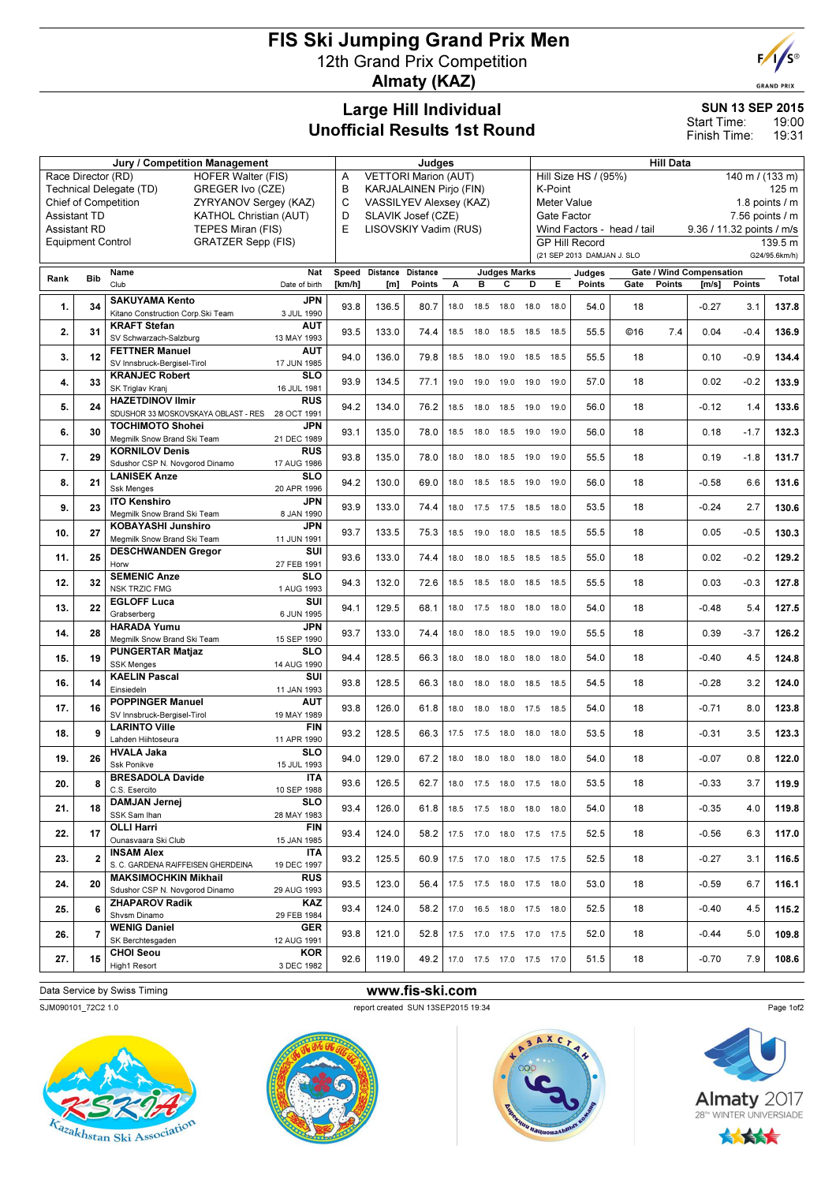# FIS Ski Jumping Grand Prix Men

12th Grand Prix Competition

**Almaty (KAZ)**

## Large Hill Individual
## Unofficial Results 1st Round

**SUN 13 SEP 2015**
Start Time: 19:00
Finish Time: 19:31

| Jury / Competition Management | | Judges | | Hill Data | |
|---|---|---|---|---|---|
| Race Director (RD) | HOFER Walter (FIS) | A | VETTORI Marion (AUT) | Hill Size HS / (95%) | 140 m / (133 m) |
| Technical Delegate (TD) | GREGER Ivo (CZE) | B | KARJALAINEN Pirjo (FIN) | K-Point | 125 m |
| Chief of Competition | ZYRYANOV Sergey (KAZ) | C | VASSILYEV Alexsey (KAZ) | Meter Value | 1.8 points / m |
| Assistant TD | KATHOL Christian (AUT) | D | SLAVIK Josef (CZE) | Gate Factor | 7.56 points / m |
| Assistant RD | TEPES Miran (FIS) | E | LISOVSKIY Vadim (RUS) | Wind Factors - head / tail | 9.36 / 11.32 points / m/s |
| Equipment Control | GRATZER Sepp (FIS) | | | GP Hill Record | 139.5 m |
| | | | | (21 SEP 2013 DAMJAN J. SLO | G24/95.6km/h) |

| Rank | Bib | Name / Club | Nat / Date of birth | Speed [km/h] | Distance [m] | Distance Points | A | B | C | D | E | Judges Points | Gate | Gate Points | Wind [m/s] | Wind Points | Total |
|---|---|---|---|---|---|---|---|---|---|---|---|---|---|---|---|---|---|
| 1. | 34 | SAKUYAMA Kento / Kitano Construction Corp.Ski Team | JPN / 3 JUL 1990 | 93.8 | 136.5 | 80.7 | 18.0 | 18.5 | 18.0 | 18.0 | 18.0 | 54.0 | 18 | | -0.27 | 3.1 | 137.8 |
| 2. | 31 | KRAFT Stefan / SV Schwarzach-Salzburg | AUT / 13 MAY 1993 | 93.5 | 133.0 | 74.4 | 18.5 | 18.0 | 18.5 | 18.5 | 18.5 | 55.5 | ©16 | 7.4 | 0.04 | -0.4 | 136.9 |
| 3. | 12 | FETTNER Manuel / SV Innsbruck-Bergisel-Tirol | AUT / 17 JUN 1985 | 94.0 | 136.0 | 79.8 | 18.5 | 18.0 | 19.0 | 18.5 | 18.5 | 55.5 | 18 | | 0.10 | -0.9 | 134.4 |
| 4. | 33 | KRANJEC Robert / SK Triglav Kranj | SLO / 16 JUL 1981 | 93.9 | 134.5 | 77.1 | 19.0 | 19.0 | 19.0 | 19.0 | 19.0 | 57.0 | 18 | | 0.02 | -0.2 | 133.9 |
| 5. | 24 | HAZETDINOV Ilmir / SDUSHOR 33 MOSKOVSKAYA OBLAST - RES | RUS / 28 OCT 1991 | 94.2 | 134.0 | 76.2 | 18.5 | 18.0 | 18.5 | 19.0 | 19.0 | 56.0 | 18 | | -0.12 | 1.4 | 133.6 |
| 6. | 30 | TOCHIMOTO Shohei / Megmilk Snow Brand Ski Team | JPN / 21 DEC 1989 | 93.1 | 135.0 | 78.0 | 18.5 | 18.0 | 18.5 | 19.0 | 19.0 | 56.0 | 18 | | 0.18 | -1.7 | 132.3 |
| 7. | 29 | KORNILOV Denis / Sdushor CSP N. Novgorod Dinamo | RUS / 17 AUG 1986 | 93.8 | 135.0 | 78.0 | 18.0 | 18.0 | 18.5 | 19.0 | 19.0 | 55.5 | 18 | | 0.19 | -1.8 | 131.7 |
| 8. | 21 | LANISEK Anze / Ssk Menges | SLO / 20 APR 1996 | 94.2 | 130.0 | 69.0 | 18.0 | 18.5 | 18.5 | 19.0 | 19.0 | 56.0 | 18 | | -0.58 | 6.6 | 131.6 |
| 9. | 23 | ITO Kenshiro / Megmilk Snow Brand Ski Team | JPN / 8 JAN 1990 | 93.9 | 133.0 | 74.4 | 18.0 | 17.5 | 17.5 | 18.5 | 18.0 | 53.5 | 18 | | -0.24 | 2.7 | 130.6 |
| 10. | 27 | KOBAYASHI Junshiro / Megmilk Snow Brand Ski Team | JPN / 11 JUN 1991 | 93.7 | 133.5 | 75.3 | 18.5 | 19.0 | 18.0 | 18.5 | 18.5 | 55.5 | 18 | | 0.05 | -0.5 | 130.3 |
| 11. | 25 | DESCHWANDEN Gregor / Horw | SUI / 27 FEB 1991 | 93.6 | 133.0 | 74.4 | 18.0 | 18.0 | 18.5 | 18.5 | 18.5 | 55.0 | 18 | | 0.02 | -0.2 | 129.2 |
| 12. | 32 | SEMENIC Anze / NSK TRZIC FMG | SLO / 1 AUG 1993 | 94.3 | 132.0 | 72.6 | 18.5 | 18.5 | 18.0 | 18.5 | 18.5 | 55.5 | 18 | | 0.03 | -0.3 | 127.8 |
| 13. | 22 | EGLOFF Luca / Grabserberg | SUI / 6 JUN 1995 | 94.1 | 129.5 | 68.1 | 18.0 | 17.5 | 18.0 | 18.0 | 18.0 | 54.0 | 18 | | -0.48 | 5.4 | 127.5 |
| 14. | 28 | HARADA Yumu / Megmilk Snow Brand Ski Team | JPN / 15 SEP 1990 | 93.7 | 133.0 | 74.4 | 18.0 | 18.0 | 18.5 | 19.0 | 19.0 | 55.5 | 18 | | 0.39 | -3.7 | 126.2 |
| 15. | 19 | PUNGERTAR Matjaz / SSK Menges | SLO / 14 AUG 1990 | 94.4 | 128.5 | 66.3 | 18.0 | 18.0 | 18.0 | 18.0 | 18.0 | 54.0 | 18 | | -0.40 | 4.5 | 124.8 |
| 16. | 14 | KAELIN Pascal / Einsiedeln | SUI / 11 JAN 1993 | 93.8 | 128.5 | 66.3 | 18.0 | 18.0 | 18.0 | 18.5 | 18.5 | 54.5 | 18 | | -0.28 | 3.2 | 124.0 |
| 17. | 16 | POPPINGER Manuel / SV Innsbruck-Bergisel-Tirol | AUT / 19 MAY 1989 | 93.8 | 126.0 | 61.8 | 18.0 | 18.0 | 18.0 | 17.5 | 18.5 | 54.0 | 18 | | -0.71 | 8.0 | 123.8 |
| 18. | 9 | LARINTO Ville / Lahden Hiihtoseura | FIN / 11 APR 1990 | 93.2 | 128.5 | 66.3 | 17.5 | 17.5 | 18.0 | 18.0 | 18.0 | 53.5 | 18 | | -0.31 | 3.5 | 123.3 |
| 19. | 26 | HVALA Jaka / Ssk Ponikve | SLO / 15 JUL 1993 | 94.0 | 129.0 | 67.2 | 18.0 | 18.0 | 18.0 | 18.0 | 18.0 | 54.0 | 18 | | -0.07 | 0.8 | 122.0 |
| 20. | 8 | BRESADOLA Davide / C.S. Esercito | ITA / 10 SEP 1988 | 93.6 | 126.5 | 62.7 | 18.0 | 17.5 | 18.0 | 17.5 | 18.0 | 53.5 | 18 | | -0.33 | 3.7 | 119.9 |
| 21. | 18 | DAMJAN Jernej / SSK Sam Ihan | SLO / 28 MAY 1983 | 93.4 | 126.0 | 61.8 | 18.5 | 17.5 | 18.0 | 18.0 | 18.0 | 54.0 | 18 | | -0.35 | 4.0 | 119.8 |
| 22. | 17 | OLLI Harri / Ounasvaara Ski Club | FIN / 15 JAN 1985 | 93.4 | 124.0 | 58.2 | 17.5 | 17.0 | 18.0 | 17.5 | 17.5 | 52.5 | 18 | | -0.56 | 6.3 | 117.0 |
| 23. | 2 | INSAM Alex / S. C. GARDENA RAIFFEISEN GHERDEINA | ITA / 19 DEC 1997 | 93.2 | 125.5 | 60.9 | 17.5 | 17.0 | 18.0 | 17.5 | 17.5 | 52.5 | 18 | | -0.27 | 3.1 | 116.5 |
| 24. | 20 | MAKSIMOCHKIN Mikhail / Sdushor CSP N. Novgorod Dinamo | RUS / 29 AUG 1993 | 93.5 | 123.0 | 56.4 | 17.5 | 17.5 | 18.0 | 17.5 | 18.0 | 53.0 | 18 | | -0.59 | 6.7 | 116.1 |
| 25. | 6 | ZHAPAROV Radik / Shvsm Dinamo | KAZ / 29 FEB 1984 | 93.4 | 124.0 | 58.2 | 17.0 | 16.5 | 18.0 | 17.5 | 18.0 | 52.5 | 18 | | -0.40 | 4.5 | 115.2 |
| 26. | 7 | WENIG Daniel / SK Berchtesgaden | GER / 12 AUG 1991 | 93.8 | 121.0 | 52.8 | 17.5 | 17.0 | 17.5 | 17.0 | 17.5 | 52.0 | 18 | | -0.44 | 5.0 | 109.8 |
| 27. | 15 | CHOI Seou / High1 Resort | KOR / 3 DEC 1982 | 92.6 | 119.0 | 49.2 | 17.0 | 17.5 | 17.0 | 17.5 | 17.0 | 51.5 | 18 | | -0.70 | 7.9 | 108.6 |

Data Service by Swiss Timing

www.fis-ski.com

SJM090101_72C2 1.0 report created SUN 13SEP2015 19:34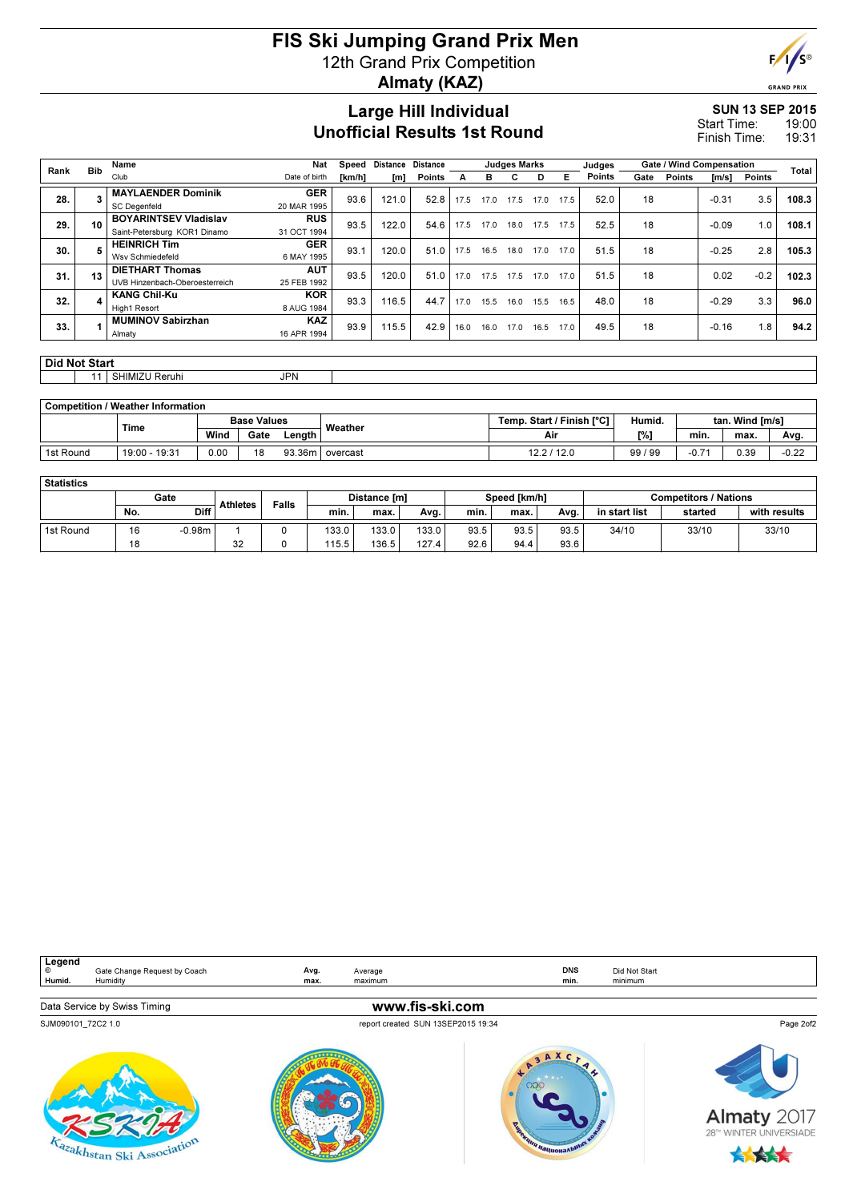# FIS Ski Jumping Grand Prix Men

## 12th Grand Prix Competition

## Almaty (KAZ)

## Large Hill Individual
## Unofficial Results 1st Round

**SUN 13 SEP 2015**
Start Time: 19:00
Finish Time: 19:31

| Rank | Bib | Name / Club | Nat / Date of birth | Speed [km/h] | Distance [m] | Distance Points | A | B | C | D | E | Judges Points | Gate | Gate Points | Wind [m/s] | Wind Points | Total |
|---|---|---|---|---|---|---|---|---|---|---|---|---|---|---|---|---|---|
| 28. | 3 | MAYLAENDER Dominik<br>SC Degenfeld | GER<br>20 MAR 1995 | 93.6 | 121.0 | 52.8 | 17.5 | 17.0 | 17.5 | 17.0 | 17.5 | 52.0 | 18 | | -0.31 | 3.5 | 108.3 |
| 29. | 10 | BOYARINTSEV Vladislav<br>Saint-Petersburg KOR1 Dinamo | RUS<br>31 OCT 1994 | 93.5 | 122.0 | 54.6 | 17.5 | 17.0 | 18.0 | 17.5 | 17.5 | 52.5 | 18 | | -0.09 | 1.0 | 108.1 |
| 30. | 5 | HEINRICH Tim<br>Wsv Schmiedefeld | GER<br>6 MAY 1995 | 93.1 | 120.0 | 51.0 | 17.5 | 16.5 | 18.0 | 17.0 | 17.0 | 51.5 | 18 | | -0.25 | 2.8 | 105.3 |
| 31. | 13 | DIETHART Thomas<br>UVB Hinzenbach-Oberoesterreich | AUT<br>25 FEB 1992 | 93.5 | 120.0 | 51.0 | 17.0 | 17.5 | 17.5 | 17.0 | 17.0 | 51.5 | 18 | | 0.02 | -0.2 | 102.3 |
| 32. | 4 | KANG Chil-Ku<br>High1 Resort | KOR<br>8 AUG 1984 | 93.3 | 116.5 | 44.7 | 17.0 | 15.5 | 16.0 | 15.5 | 16.5 | 48.0 | 18 | | -0.29 | 3.3 | 96.0 |
| 33. | 1 | MUMINOV Sabirzhan<br>Almaty | KAZ<br>16 APR 1994 | 93.9 | 115.5 | 42.9 | 16.0 | 16.0 | 17.0 | 16.5 | 17.0 | 49.5 | 18 | | -0.16 | 1.8 | 94.2 |

**Did Not Start**

| Bib | Name | Nat |
|---|---|---|
| 11 | SHIMIZU Reruhi | JPN |

**Competition / Weather Information**

| | Time | Base Values Wind | Base Values Gate | Base Values Length | Weather | Temp. Start / Finish [°C] Air | Humid. [%] | tan. Wind [m/s] min. | max. | Avg. |
|---|---|---|---|---|---|---|---|---|---|---|
| 1st Round | 19:00 - 19:31 | 0.00 | 18 | 93.36m | overcast | 12.2 / 12.0 | 99 / 99 | -0.71 | 0.39 | -0.22 |

**Statistics**

| | Gate No. | Gate Diff | Athletes | Falls | Distance [m] min. | max. | Avg. | Speed [km/h] min. | max. | Avg. | in start list | started | with results |
|---|---|---|---|---|---|---|---|---|---|---|---|---|---|
| 1st Round | 16 | -0.98m | 1 | 0 | 133.0 | 133.0 | 133.0 | 93.5 | 93.5 | 93.5 | 34/10 | 33/10 | 33/10 |
| | 18 | | 32 | 0 | 115.5 | 136.5 | 127.4 | 92.6 | 94.4 | 93.6 | | | |

**Legend**

| | | | | | |
|---|---|---|---|---|---|
| © | Gate Change Request by Coach | Avg. | Average | DNS | Did Not Start |
| Humid. | Humidity | max. | maximum | min. | minimum |

Data Service by Swiss Timing

www.fis-ski.com

SJM090101_72C2 1.0 — report created SUN 13SEP2015 19:34